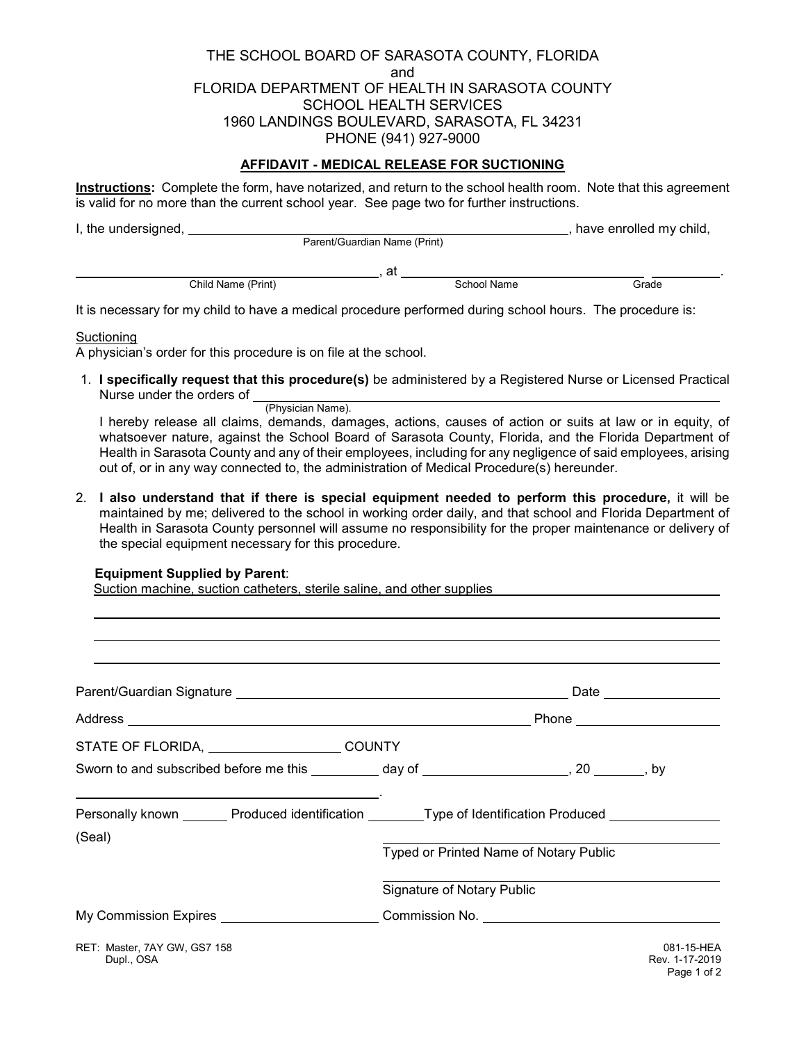THE SCHOOL BOARD OF SARASOTA COUNTY, FLORIDA
and
FLORIDA DEPARTMENT OF HEALTH IN SARASOTA COUNTY
SCHOOL HEALTH SERVICES
1960 LANDINGS BOULEVARD, SARASOTA, FL 34231
PHONE (941) 927-9000

## AFFIDAVIT - MEDICAL RELEASE FOR SUCTIONING

**Instructions:** Complete the form, have notarized, and return to the school health room. Note that this agreement is valid for no more than the current school year. See page two for further instructions.

I, the undersigned, ______________________________ (Parent/Guardian Name (Print)), have enrolled my child,

______________________________ (Child Name (Print)), at ______________________________ (School Name) __________ (Grade).

It is necessary for my child to have a medical procedure performed during school hours. The procedure is:

Suctioning
A physician's order for this procedure is on file at the school.

1. **I specifically request that this procedure(s)** be administered by a Registered Nurse or Licensed Practical Nurse under the orders of ______________________________ (Physician Name).
   I hereby release all claims, demands, damages, actions, causes of action or suits at law or in equity, of whatsoever nature, against the School Board of Sarasota County, Florida, and the Florida Department of Health in Sarasota County and any of their employees, including for any negligence of said employees, arising out of, or in any way connected to, the administration of Medical Procedure(s) hereunder.

2. **I also understand that if there is special equipment needed to perform this procedure,** it will be maintained by me; delivered to the school in working order daily, and that school and Florida Department of Health in Sarasota County personnel will assume no responsibility for the proper maintenance or delivery of the special equipment necessary for this procedure.

**Equipment Supplied by Parent**:
Suction machine, suction catheters, sterile saline, and other supplies

______________________________

______________________________

______________________________

Parent/Guardian Signature ______________________________ Date ______________

Address ______________________________ Phone ______________

STATE OF FLORIDA, ______________ COUNTY

Sworn to and subscribed before me this ________ day of ______________, 20 ______, by

______________________________.

Personally known ______ Produced identification ______ Type of Identification Produced ______________

(Seal)

______________________________
Typed or Printed Name of Notary Public

______________________________
Signature of Notary Public

My Commission Expires ______________ Commission No. ______________

RET: Master, 7AY GW, GS7 158
Dupl., OSA

081-15-HEA
Rev. 1-17-2019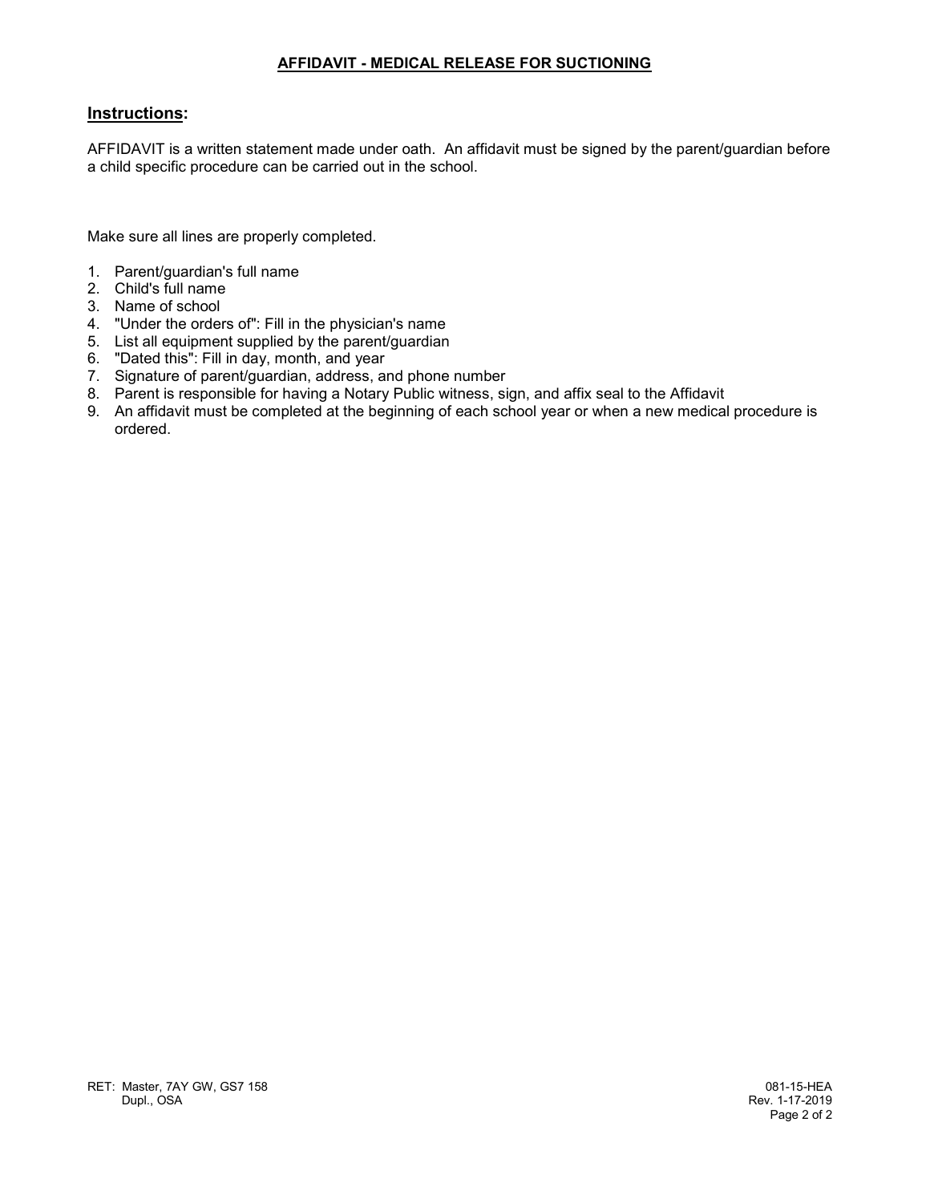## AFFIDAVIT - MEDICAL RELEASE FOR SUCTIONING

### Instructions:

AFFIDAVIT is a written statement made under oath. An affidavit must be signed by the parent/guardian before a child specific procedure can be carried out in the school.

Make sure all lines are properly completed.

1. Parent/guardian's full name
2. Child's full name
3. Name of school
4. "Under the orders of": Fill in the physician's name
5. List all equipment supplied by the parent/guardian
6. "Dated this": Fill in day, month, and year
7. Signature of parent/guardian, address, and phone number
8. Parent is responsible for having a Notary Public witness, sign, and affix seal to the Affidavit
9. An affidavit must be completed at the beginning of each school year or when a new medical procedure is ordered.

RET: Master, 7AY GW, GS7 158
Dupl., OSA

081-15-HEA
Rev. 1-17-2019